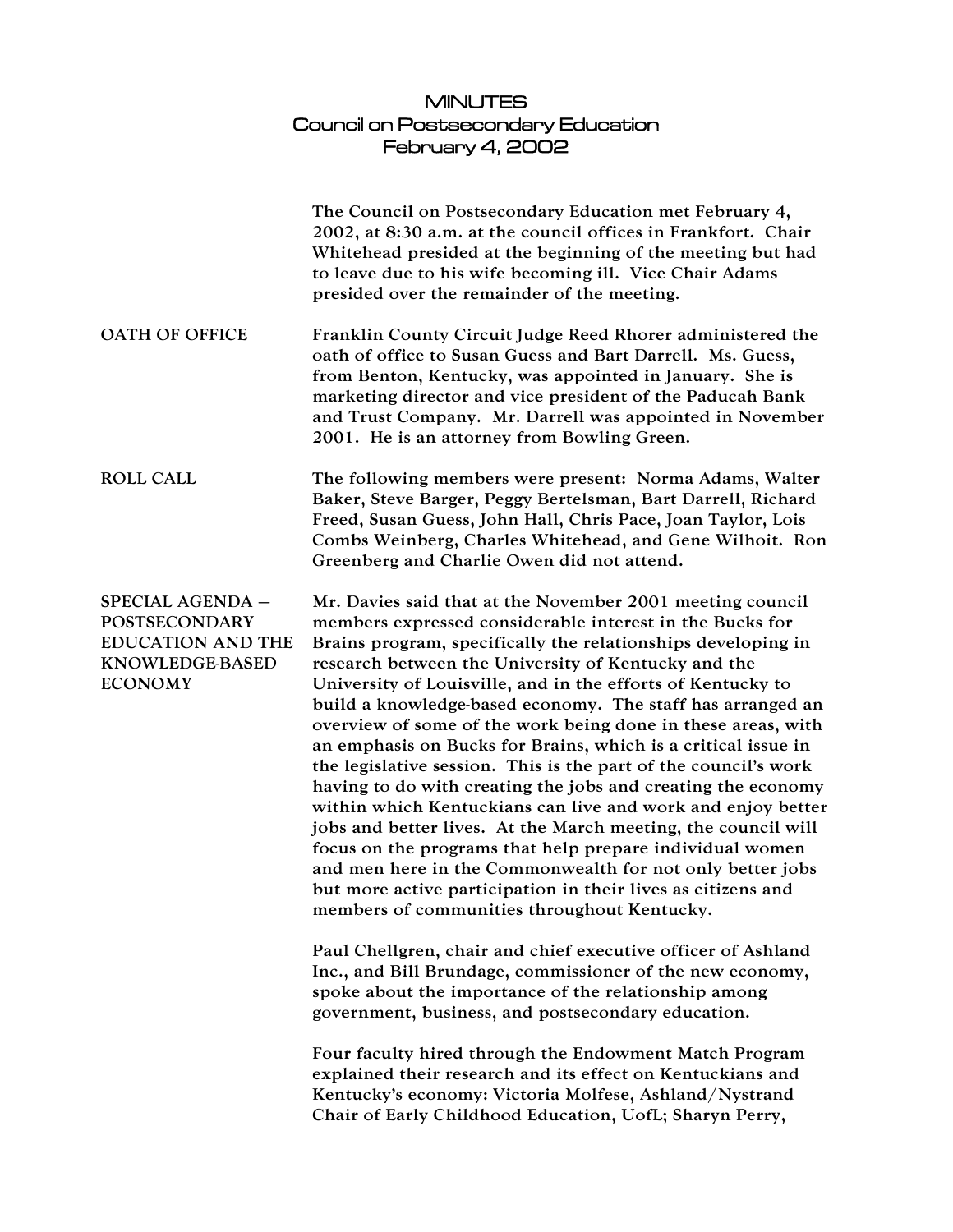# MINUTES
## Council on Postsecondary Education
## February 4, 2002

The Council on Postsecondary Education met February 4, 2002, at 8:30 a.m. at the council offices in Frankfort. Chair Whitehead presided at the beginning of the meeting but had to leave due to his wife becoming ill. Vice Chair Adams presided over the remainder of the meeting.

**OATH OF OFFICE**

Franklin County Circuit Judge Reed Rhorer administered the oath of office to Susan Guess and Bart Darrell. Ms. Guess, from Benton, Kentucky, was appointed in January. She is marketing director and vice president of the Paducah Bank and Trust Company. Mr. Darrell was appointed in November 2001. He is an attorney from Bowling Green.

**ROLL CALL**

The following members were present: Norma Adams, Walter Baker, Steve Barger, Peggy Bertelsman, Bart Darrell, Richard Freed, Susan Guess, John Hall, Chris Pace, Joan Taylor, Lois Combs Weinberg, Charles Whitehead, and Gene Wilhoit. Ron Greenberg and Charlie Owen did not attend.

**SPECIAL AGENDA – POSTSECONDARY EDUCATION AND THE KNOWLEDGE-BASED ECONOMY**

Mr. Davies said that at the November 2001 meeting council members expressed considerable interest in the Bucks for Brains program, specifically the relationships developing in research between the University of Kentucky and the University of Louisville, and in the efforts of Kentucky to build a knowledge-based economy. The staff has arranged an overview of some of the work being done in these areas, with an emphasis on Bucks for Brains, which is a critical issue in the legislative session. This is the part of the council's work having to do with creating the jobs and creating the economy within which Kentuckians can live and work and enjoy better jobs and better lives. At the March meeting, the council will focus on the programs that help prepare individual women and men here in the Commonwealth for not only better jobs but more active participation in their lives as citizens and members of communities throughout Kentucky.

Paul Chellgren, chair and chief executive officer of Ashland Inc., and Bill Brundage, commissioner of the new economy, spoke about the importance of the relationship among government, business, and postsecondary education.

Four faculty hired through the Endowment Match Program explained their research and its effect on Kentuckians and Kentucky's economy: Victoria Molfese, Ashland/Nystrand Chair of Early Childhood Education, UofL; Sharyn Perry,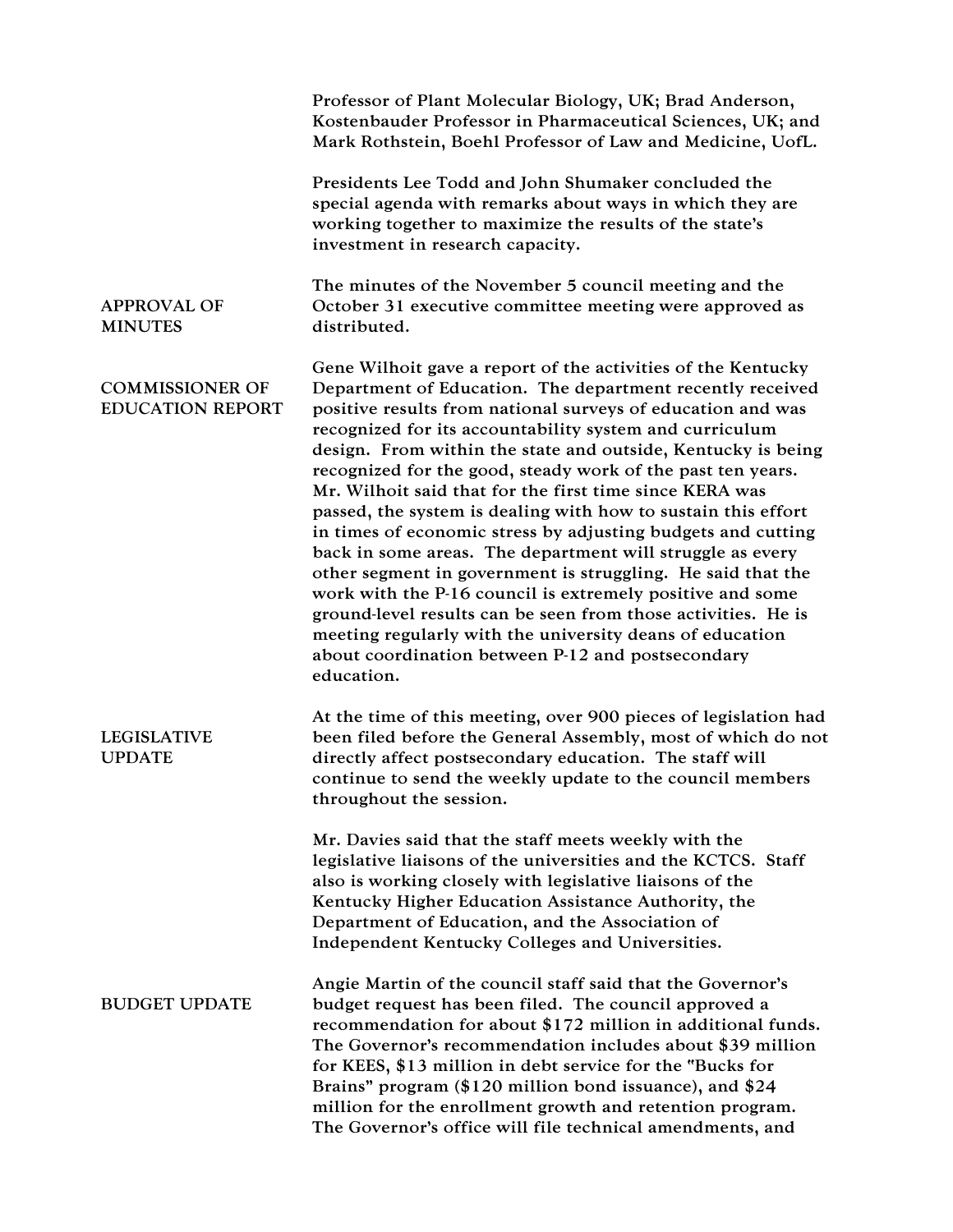Professor of Plant Molecular Biology, UK; Brad Anderson, Kostenbauder Professor in Pharmaceutical Sciences, UK; and Mark Rothstein, Boehl Professor of Law and Medicine, UofL.

Presidents Lee Todd and John Shumaker concluded the special agenda with remarks about ways in which they are working together to maximize the results of the state's investment in research capacity.

**APPROVAL OF MINUTES**

The minutes of the November 5 council meeting and the October 31 executive committee meeting were approved as distributed.

**COMMISSIONER OF EDUCATION REPORT**

Gene Wilhoit gave a report of the activities of the Kentucky Department of Education. The department recently received positive results from national surveys of education and was recognized for its accountability system and curriculum design. From within the state and outside, Kentucky is being recognized for the good, steady work of the past ten years. Mr. Wilhoit said that for the first time since KERA was passed, the system is dealing with how to sustain this effort in times of economic stress by adjusting budgets and cutting back in some areas. The department will struggle as every other segment in government is struggling. He said that the work with the P-16 council is extremely positive and some ground-level results can be seen from those activities. He is meeting regularly with the university deans of education about coordination between P-12 and postsecondary education.

**LEGISLATIVE UPDATE**

At the time of this meeting, over 900 pieces of legislation had been filed before the General Assembly, most of which do not directly affect postsecondary education. The staff will continue to send the weekly update to the council members throughout the session.

Mr. Davies said that the staff meets weekly with the legislative liaisons of the universities and the KCTCS. Staff also is working closely with legislative liaisons of the Kentucky Higher Education Assistance Authority, the Department of Education, and the Association of Independent Kentucky Colleges and Universities.

**BUDGET UPDATE**

Angie Martin of the council staff said that the Governor's budget request has been filed. The council approved a recommendation for about $172 million in additional funds. The Governor's recommendation includes about $39 million for KEES, $13 million in debt service for the "Bucks for Brains" program ($120 million bond issuance), and $24 million for the enrollment growth and retention program. The Governor's office will file technical amendments, and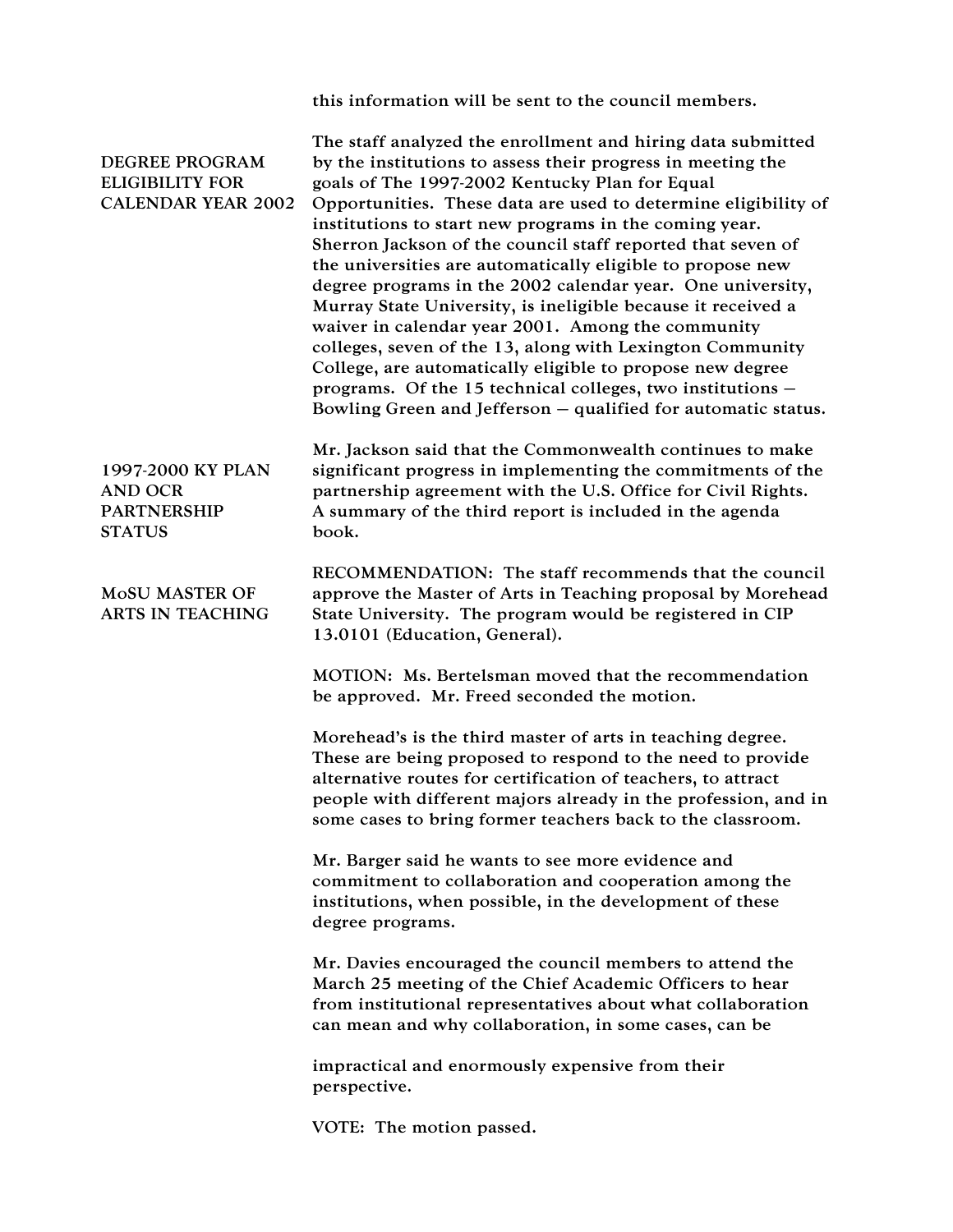this information will be sent to the council members.

**DEGREE PROGRAM ELIGIBILITY FOR CALENDAR YEAR 2002**

The staff analyzed the enrollment and hiring data submitted by the institutions to assess their progress in meeting the goals of The 1997-2002 Kentucky Plan for Equal Opportunities. These data are used to determine eligibility of institutions to start new programs in the coming year. Sherron Jackson of the council staff reported that seven of the universities are automatically eligible to propose new degree programs in the 2002 calendar year. One university, Murray State University, is ineligible because it received a waiver in calendar year 2001. Among the community colleges, seven of the 13, along with Lexington Community College, are automatically eligible to propose new degree programs. Of the 15 technical colleges, two institutions – Bowling Green and Jefferson – qualified for automatic status.

**1997-2000 KY PLAN AND OCR PARTNERSHIP STATUS**

Mr. Jackson said that the Commonwealth continues to make significant progress in implementing the commitments of the partnership agreement with the U.S. Office for Civil Rights. A summary of the third report is included in the agenda book.

**MoSU MASTER OF ARTS IN TEACHING**

RECOMMENDATION: The staff recommends that the council approve the Master of Arts in Teaching proposal by Morehead State University. The program would be registered in CIP 13.0101 (Education, General).

MOTION: Ms. Bertelsman moved that the recommendation be approved. Mr. Freed seconded the motion.

Morehead's is the third master of arts in teaching degree. These are being proposed to respond to the need to provide alternative routes for certification of teachers, to attract people with different majors already in the profession, and in some cases to bring former teachers back to the classroom.

Mr. Barger said he wants to see more evidence and commitment to collaboration and cooperation among the institutions, when possible, in the development of these degree programs.

Mr. Davies encouraged the council members to attend the March 25 meeting of the Chief Academic Officers to hear from institutional representatives about what collaboration can mean and why collaboration, in some cases, can be impractical and enormously expensive from their perspective.

VOTE: The motion passed.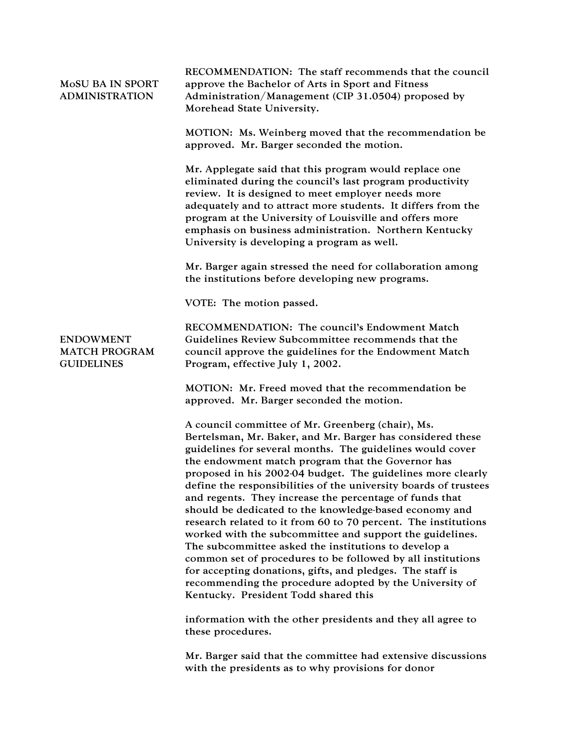**MoSU BA IN SPORT ADMINISTRATION**

RECOMMENDATION: The staff recommends that the council approve the Bachelor of Arts in Sport and Fitness Administration/Management (CIP 31.0504) proposed by Morehead State University.

MOTION: Ms. Weinberg moved that the recommendation be approved. Mr. Barger seconded the motion.

Mr. Applegate said that this program would replace one eliminated during the council's last program productivity review. It is designed to meet employer needs more adequately and to attract more students. It differs from the program at the University of Louisville and offers more emphasis on business administration. Northern Kentucky University is developing a program as well.

Mr. Barger again stressed the need for collaboration among the institutions before developing new programs.

VOTE: The motion passed.

**ENDOWMENT MATCH PROGRAM GUIDELINES**

RECOMMENDATION: The council's Endowment Match Guidelines Review Subcommittee recommends that the council approve the guidelines for the Endowment Match Program, effective July 1, 2002.

MOTION: Mr. Freed moved that the recommendation be approved. Mr. Barger seconded the motion.

A council committee of Mr. Greenberg (chair), Ms. Bertelsman, Mr. Baker, and Mr. Barger has considered these guidelines for several months. The guidelines would cover the endowment match program that the Governor has proposed in his 2002-04 budget. The guidelines more clearly define the responsibilities of the university boards of trustees and regents. They increase the percentage of funds that should be dedicated to the knowledge-based economy and research related to it from 60 to 70 percent. The institutions worked with the subcommittee and support the guidelines. The subcommittee asked the institutions to develop a common set of procedures to be followed by all institutions for accepting donations, gifts, and pledges. The staff is recommending the procedure adopted by the University of Kentucky. President Todd shared this information with the other presidents and they all agree to these procedures.

Mr. Barger said that the committee had extensive discussions with the presidents as to why provisions for donor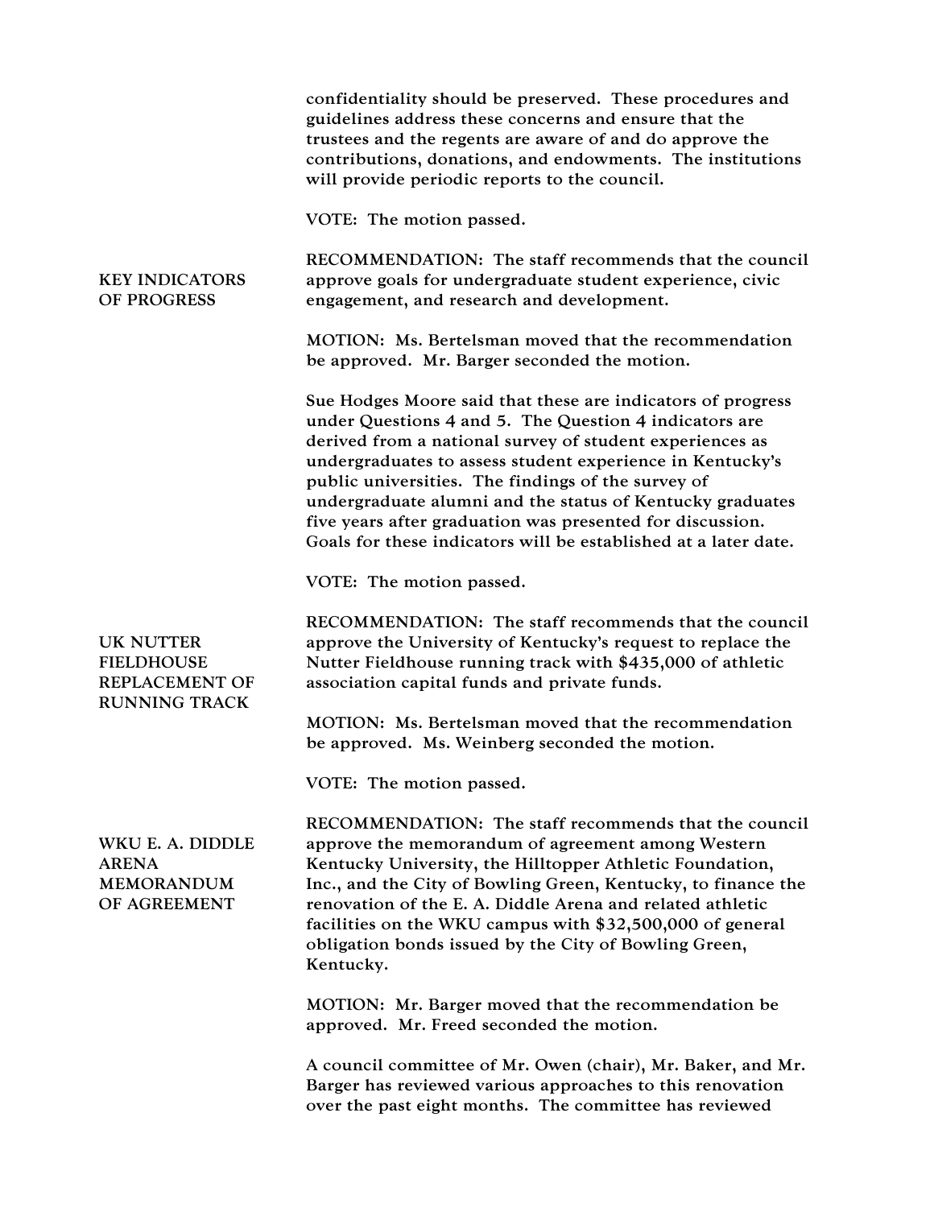confidentiality should be preserved. These procedures and guidelines address these concerns and ensure that the trustees and the regents are aware of and do approve the contributions, donations, and endowments. The institutions will provide periodic reports to the council.

VOTE: The motion passed.

**KEY INDICATORS OF PROGRESS**

RECOMMENDATION: The staff recommends that the council approve goals for undergraduate student experience, civic engagement, and research and development.

MOTION: Ms. Bertelsman moved that the recommendation be approved. Mr. Barger seconded the motion.

Sue Hodges Moore said that these are indicators of progress under Questions 4 and 5. The Question 4 indicators are derived from a national survey of student experiences as undergraduates to assess student experience in Kentucky's public universities. The findings of the survey of undergraduate alumni and the status of Kentucky graduates five years after graduation was presented for discussion. Goals for these indicators will be established at a later date.

VOTE: The motion passed.

**UK NUTTER FIELDHOUSE REPLACEMENT OF RUNNING TRACK**

RECOMMENDATION: The staff recommends that the council approve the University of Kentucky's request to replace the Nutter Fieldhouse running track with $435,000 of athletic association capital funds and private funds.

MOTION: Ms. Bertelsman moved that the recommendation be approved. Ms. Weinberg seconded the motion.

VOTE: The motion passed.

**WKU E. A. DIDDLE ARENA MEMORANDUM OF AGREEMENT**

RECOMMENDATION: The staff recommends that the council approve the memorandum of agreement among Western Kentucky University, the Hilltopper Athletic Foundation, Inc., and the City of Bowling Green, Kentucky, to finance the renovation of the E. A. Diddle Arena and related athletic facilities on the WKU campus with $32,500,000 of general obligation bonds issued by the City of Bowling Green, Kentucky.

MOTION: Mr. Barger moved that the recommendation be approved. Mr. Freed seconded the motion.

A council committee of Mr. Owen (chair), Mr. Baker, and Mr. Barger has reviewed various approaches to this renovation over the past eight months. The committee has reviewed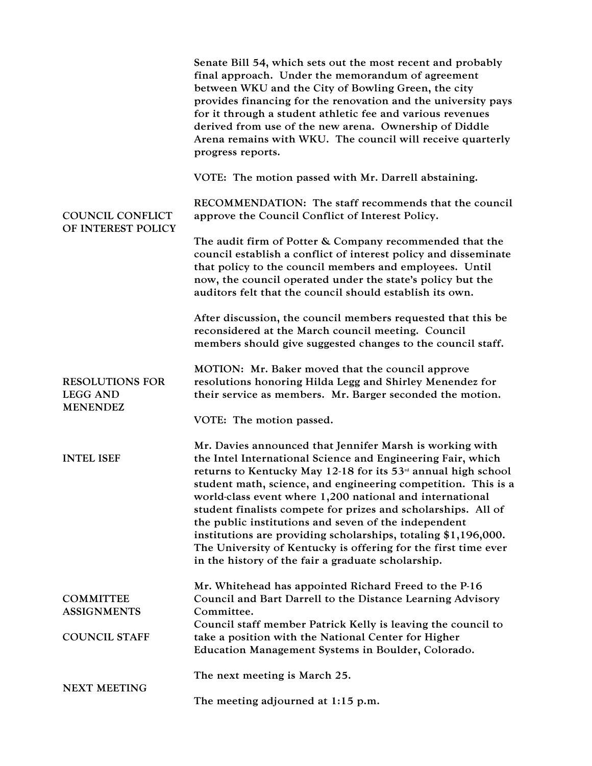Senate Bill 54, which sets out the most recent and probably final approach. Under the memorandum of agreement between WKU and the City of Bowling Green, the city provides financing for the renovation and the university pays for it through a student athletic fee and various revenues derived from use of the new arena. Ownership of Diddle Arena remains with WKU. The council will receive quarterly progress reports.

VOTE: The motion passed with Mr. Darrell abstaining.

**COUNCIL CONFLICT OF INTEREST POLICY**

RECOMMENDATION: The staff recommends that the council approve the Council Conflict of Interest Policy.

The audit firm of Potter & Company recommended that the council establish a conflict of interest policy and disseminate that policy to the council members and employees. Until now, the council operated under the state's policy but the auditors felt that the council should establish its own.

After discussion, the council members requested that this be reconsidered at the March council meeting. Council members should give suggested changes to the council staff.

**RESOLUTIONS FOR LEGG AND MENENDEZ**

MOTION: Mr. Baker moved that the council approve resolutions honoring Hilda Legg and Shirley Menendez for their service as members. Mr. Barger seconded the motion.

VOTE: The motion passed.

**INTEL ISEF**

Mr. Davies announced that Jennifer Marsh is working with the Intel International Science and Engineering Fair, which returns to Kentucky May 12-18 for its 53rd annual high school student math, science, and engineering competition. This is a world-class event where 1,200 national and international student finalists compete for prizes and scholarships. All of the public institutions and seven of the independent institutions are providing scholarships, totaling $1,196,000. The University of Kentucky is offering for the first time ever in the history of the fair a graduate scholarship.

**COMMITTEE ASSIGNMENTS**

Mr. Whitehead has appointed Richard Freed to the P-16 Council and Bart Darrell to the Distance Learning Advisory Committee.

**COUNCIL STAFF**

Council staff member Patrick Kelly is leaving the council to take a position with the National Center for Higher Education Management Systems in Boulder, Colorado.

**NEXT MEETING**

The next meeting is March 25.

The meeting adjourned at 1:15 p.m.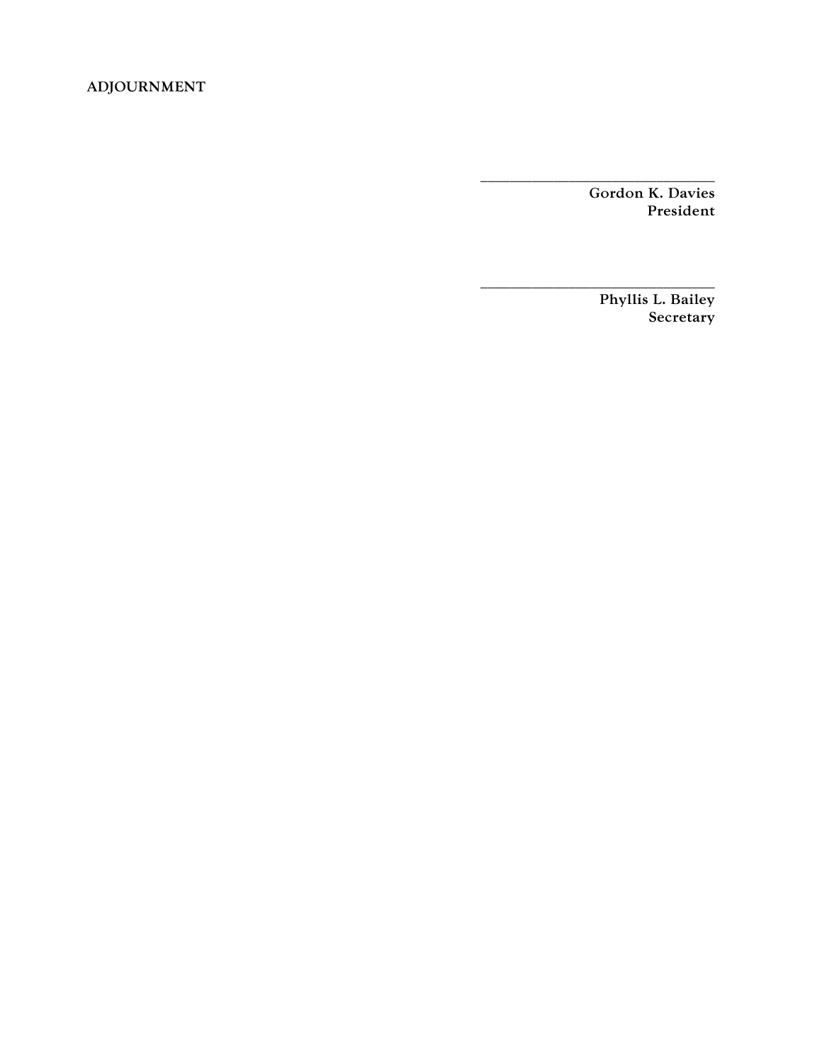**ADJOURNMENT**

\_\_\_\_\_\_\_\_\_\_\_\_\_\_\_\_\_\_\_\_\_\_\_\_\_\_\_\_\_\_\_\_

**Gordon K. Davies**
**President**

\_\_\_\_\_\_\_\_\_\_\_\_\_\_\_\_\_\_\_\_\_\_\_\_\_\_\_\_\_\_\_\_

**Phyllis L. Bailey**
**Secretary**